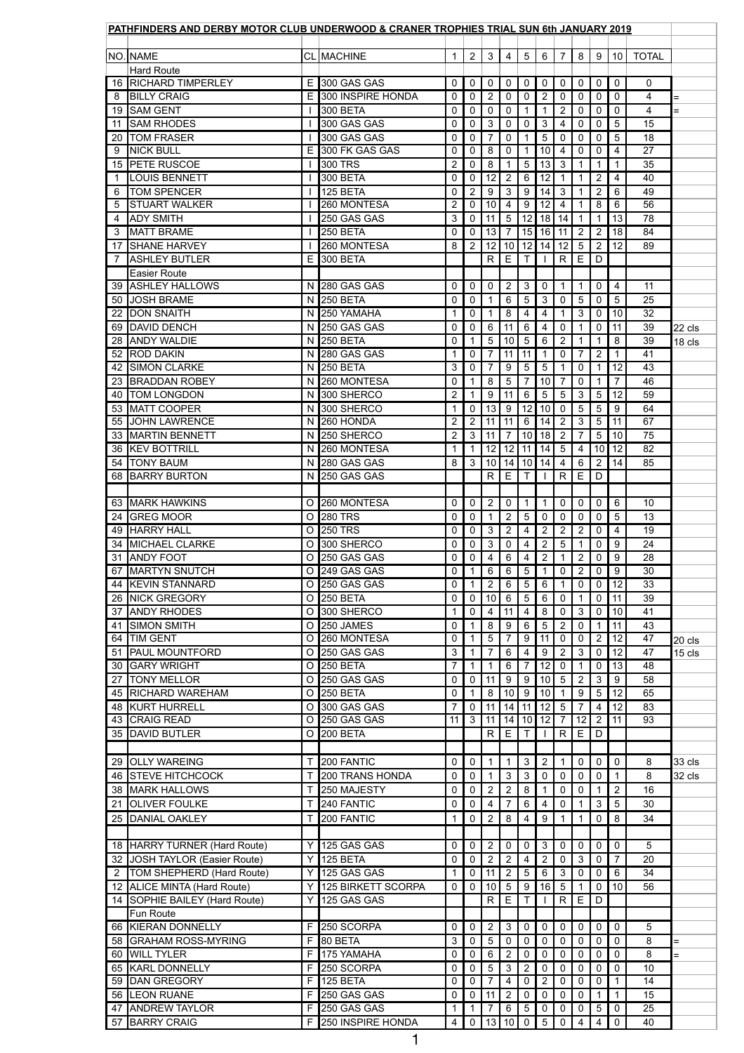## PATHFINDERS AND DERBY MOTOR CLUB UNDERWOOD & CRANER TROPHIES TRIAL SUN 6th JANUARY 2019

| NO. | NAME | CL | MACHINE | 1 | 2 | 3 | 4 | 5 | 6 | 7 | 8 | 9 | 10 | TOTAL | |
|---|---|---|---|---|---|---|---|---|---|---|---|---|---|---|---|
| | Hard Route | | | | | | | | | | | | | | |
| 16 | RICHARD TIMPERLEY | E | 300 GAS GAS | 0 | 0 | 0 | 0 | 0 | 0 | 0 | 0 | 0 | 0 | 0 | |
| 8 | BILLY CRAIG | E | 300 INSPIRE HONDA | 0 | 0 | 2 | 0 | 0 | 2 | 0 | 0 | 0 | 0 | 4 | = |
| 19 | SAM GENT | I | 300 BETA | 0 | 0 | 0 | 0 | 1 | 1 | 2 | 0 | 0 | 0 | 4 | = |
| 11 | SAM RHODES | I | 300 GAS GAS | 0 | 0 | 3 | 0 | 0 | 3 | 4 | 0 | 0 | 5 | 15 | |
| 20 | TOM FRASER | I | 300 GAS GAS | 0 | 0 | 7 | 0 | 1 | 5 | 0 | 0 | 0 | 5 | 18 | |
| 9 | NICK BULL | E | 300 FK GAS GAS | 0 | 0 | 8 | 0 | 1 | 10 | 4 | 0 | 0 | 4 | 27 | |
| 15 | PETE RUSCOE | I | 300 TRS | 2 | 0 | 8 | 1 | 5 | 13 | 3 | 1 | 1 | 1 | 35 | |
| 1 | LOUIS BENNETT | I | 300 BETA | 0 | 0 | 12 | 2 | 6 | 12 | 1 | 1 | 2 | 4 | 40 | |
| 6 | TOM SPENCER | I | 125 BETA | 0 | 2 | 9 | 3 | 9 | 14 | 3 | 1 | 2 | 6 | 49 | |
| 5 | STUART WALKER | I | 260 MONTESA | 2 | 0 | 10 | 4 | 9 | 12 | 4 | 1 | 8 | 6 | 56 | |
| 4 | ADY SMITH | I | 250 GAS GAS | 3 | 0 | 11 | 5 | 12 | 18 | 14 | 1 | 1 | 13 | 78 | |
| 3 | MATT BRAME | I | 250 BETA | 0 | 0 | 13 | 7 | 15 | 16 | 11 | 2 | 2 | 18 | 84 | |
| 17 | SHANE HARVEY | I | 260 MONTESA | 8 | 2 | 12 | 10 | 12 | 14 | 12 | 5 | 2 | 12 | 89 | |
| 7 | ASHLEY BUTLER | E | 300 BETA | | | R | E | T | I | R | E | D | | | |
| | Easier Route | | | | | | | | | | | | | | |
| 39 | ASHLEY HALLOWS | N | 280 GAS GAS | 0 | 0 | 0 | 2 | 3 | 0 | 1 | 1 | 0 | 4 | 11 | |
| 50 | JOSH BRAME | N | 250 BETA | 0 | 0 | 1 | 6 | 5 | 3 | 0 | 5 | 0 | 5 | 25 | |
| 22 | DON SNAITH | N | 250 YAMAHA | 1 | 0 | 1 | 8 | 4 | 4 | 1 | 3 | 0 | 10 | 32 | |
| 69 | DAVID DENCH | N | 250 GAS GAS | 0 | 0 | 6 | 11 | 6 | 4 | 0 | 1 | 0 | 11 | 39 | 22 cls |
| 28 | ANDY WALDIE | N | 250 BETA | 0 | 1 | 5 | 10 | 5 | 6 | 2 | 1 | 1 | 8 | 39 | 18 cls |
| 52 | ROD DAKIN | N | 280 GAS GAS | 1 | 0 | 7 | 11 | 11 | 1 | 0 | 7 | 2 | 1 | 41 | |
| 42 | SIMON CLARKE | N | 250 BETA | 3 | 0 | 7 | 9 | 5 | 5 | 1 | 0 | 1 | 12 | 43 | |
| 23 | BRADDAN ROBEY | N | 260 MONTESA | 0 | 1 | 8 | 5 | 7 | 10 | 7 | 0 | 1 | 7 | 46 | |
| 40 | TOM LONGDON | N | 300 SHERCO | 2 | 1 | 9 | 11 | 6 | 5 | 5 | 3 | 5 | 12 | 59 | |
| 53 | MATT COOPER | N | 300 SHERCO | 1 | 0 | 13 | 9 | 12 | 10 | 0 | 5 | 5 | 9 | 64 | |
| 55 | JOHN LAWRENCE | N | 260 HONDA | 2 | 2 | 11 | 11 | 6 | 14 | 2 | 3 | 5 | 11 | 67 | |
| 33 | MARTIN BENNETT | N | 250 SHERCO | 2 | 3 | 11 | 7 | 10 | 18 | 2 | 7 | 5 | 10 | 75 | |
| 36 | KEV BOTTRILL | N | 260 MONTESA | 1 | 1 | 12 | 12 | 11 | 14 | 5 | 4 | 10 | 12 | 82 | |
| 54 | TONY BAUM | N | 280 GAS GAS | 8 | 3 | 10 | 14 | 10 | 14 | 4 | 6 | 2 | 14 | 85 | |
| 68 | BARRY BURTON | N | 250 GAS GAS | | | R | E | T | I | R | E | D | | | |
| | | | | | | | | | | | | | | | |
| 63 | MARK HAWKINS | O | 260 MONTESA | 0 | 0 | 2 | 0 | 1 | 1 | 0 | 0 | 0 | 6 | 10 | |
| 24 | GREG MOOR | O | 280 TRS | 0 | 0 | 1 | 2 | 5 | 0 | 0 | 0 | 0 | 5 | 13 | |
| 49 | HARRY HALL | O | 250 TRS | 0 | 0 | 3 | 2 | 4 | 2 | 2 | 2 | 0 | 4 | 19 | |
| 34 | MICHAEL CLARKE | O | 300 SHERCO | 0 | 0 | 3 | 0 | 4 | 2 | 5 | 1 | 0 | 9 | 24 | |
| 31 | ANDY FOOT | O | 250 GAS GAS | 0 | 0 | 4 | 6 | 4 | 2 | 1 | 2 | 0 | 9 | 28 | |
| 67 | MARTYN SNUTCH | O | 249 GAS GAS | 0 | 1 | 6 | 6 | 5 | 1 | 0 | 2 | 0 | 9 | 30 | |
| 44 | KEVIN STANNARD | O | 250 GAS GAS | 0 | 1 | 2 | 6 | 5 | 6 | 1 | 0 | 0 | 12 | 33 | |
| 26 | NICK GREGORY | O | 250 BETA | 0 | 0 | 10 | 6 | 5 | 6 | 0 | 1 | 0 | 11 | 39 | |
| 37 | ANDY RHODES | O | 300 SHERCO | 1 | 0 | 4 | 11 | 4 | 8 | 0 | 3 | 0 | 10 | 41 | |
| 41 | SIMON SMITH | O | 250 JAMES | 0 | 1 | 8 | 9 | 6 | 5 | 2 | 0 | 1 | 11 | 43 | |
| 64 | TIM GENT | O | 260 MONTESA | 0 | 1 | 5 | 7 | 9 | 11 | 0 | 0 | 2 | 12 | 47 | 20 cls |
| 51 | PAUL MOUNTFORD | O | 250 GAS GAS | 3 | 1 | 7 | 6 | 4 | 9 | 2 | 3 | 0 | 12 | 47 | 15 cls |
| 30 | GARY WRIGHT | O | 250 BETA | 7 | 1 | 1 | 6 | 7 | 12 | 0 | 1 | 0 | 13 | 48 | |
| 27 | TONY MELLOR | O | 250 GAS GAS | 0 | 0 | 11 | 9 | 9 | 10 | 5 | 2 | 3 | 9 | 58 | |
| 45 | RICHARD WAREHAM | O | 250 BETA | 0 | 1 | 8 | 10 | 9 | 10 | 1 | 9 | 5 | 12 | 65 | |
| 48 | KURT HURRELL | O | 300 GAS GAS | 7 | 0 | 11 | 14 | 11 | 12 | 5 | 7 | 4 | 12 | 83 | |
| 43 | CRAIG READ | O | 250 GAS GAS | 11 | 3 | 11 | 14 | 10 | 12 | 7 | 12 | 2 | 11 | 93 | |
| 35 | DAVID BUTLER | O | 200 BETA | | | R | E | T | I | R | E | D | | | |
| | | | | | | | | | | | | | | | |
| 29 | OLLY WAREING | T | 200 FANTIC | 0 | 0 | 1 | 1 | 3 | 2 | 1 | 0 | 0 | 0 | 8 | 33 cls |
| 46 | STEVE HITCHCOCK | T | 200 TRANS HONDA | 0 | 0 | 1 | 3 | 3 | 0 | 0 | 0 | 0 | 1 | 8 | 32 cls |
| 38 | MARK HALLOWS | T | 250 MAJESTY | 0 | 0 | 2 | 2 | 8 | 1 | 0 | 0 | 1 | 2 | 16 | |
| 21 | OLIVER FOULKE | T | 240 FANTIC | 0 | 0 | 4 | 7 | 6 | 4 | 0 | 1 | 3 | 5 | 30 | |
| 25 | DANIAL OAKLEY | T | 200 FANTIC | 1 | 0 | 2 | 8 | 4 | 9 | 1 | 1 | 0 | 8 | 34 | |
| | | | | | | | | | | | | | | | |
| 18 | HARRY TURNER (Hard Route) | Y | 125 GAS GAS | 0 | 0 | 2 | 0 | 0 | 3 | 0 | 0 | 0 | 0 | 5 | |
| 32 | JOSH TAYLOR (Easier Route) | Y | 125 BETA | 0 | 0 | 2 | 2 | 4 | 2 | 0 | 3 | 0 | 7 | 20 | |
| 2 | TOM SHEPHERD (Hard Route) | Y | 125 GAS GAS | 1 | 0 | 11 | 2 | 5 | 6 | 3 | 0 | 0 | 6 | 34 | |
| 12 | ALICE MINTA (Hard Route) | Y | 125 BIRKETT SCORPA | 0 | 0 | 10 | 5 | 9 | 16 | 5 | 1 | 0 | 10 | 56 | |
| 14 | SOPHIE BAILEY (Hard Route) | Y | 125 GAS GAS | | | R | E | T | I | R | E | D | | | |
| | Fun Route | | | | | | | | | | | | | | |
| 66 | KIERAN DONNELLY | F | 250 SCORPA | 0 | 0 | 2 | 3 | 0 | 0 | 0 | 0 | 0 | 0 | 5 | |
| 58 | GRAHAM ROSS-MYRING | F | 80 BETA | 3 | 0 | 5 | 0 | 0 | 0 | 0 | 0 | 0 | 0 | 8 | = |
| 60 | WILL TYLER | F | 175 YAMAHA | 0 | 0 | 6 | 2 | 0 | 0 | 0 | 0 | 0 | 0 | 8 | = |
| 65 | KARL DONNELLY | F | 250 SCORPA | 0 | 0 | 5 | 3 | 2 | 0 | 0 | 0 | 0 | 0 | 10 | |
| 59 | DAN GREGORY | F | 125 BETA | 0 | 0 | 7 | 4 | 0 | 2 | 0 | 0 | 0 | 1 | 14 | |
| 56 | LEON RUANE | F | 250 GAS GAS | 0 | 0 | 11 | 2 | 0 | 0 | 0 | 0 | 1 | 1 | 15 | |
| 47 | ANDREW TAYLOR | F | 250 GAS GAS | 1 | 1 | 7 | 6 | 5 | 0 | 0 | 0 | 5 | 0 | 25 | |
| 57 | BARRY CRAIG | F | 250 INSPIRE HONDA | 4 | 0 | 13 | 10 | 0 | 5 | 0 | 4 | 4 | 0 | 40 | |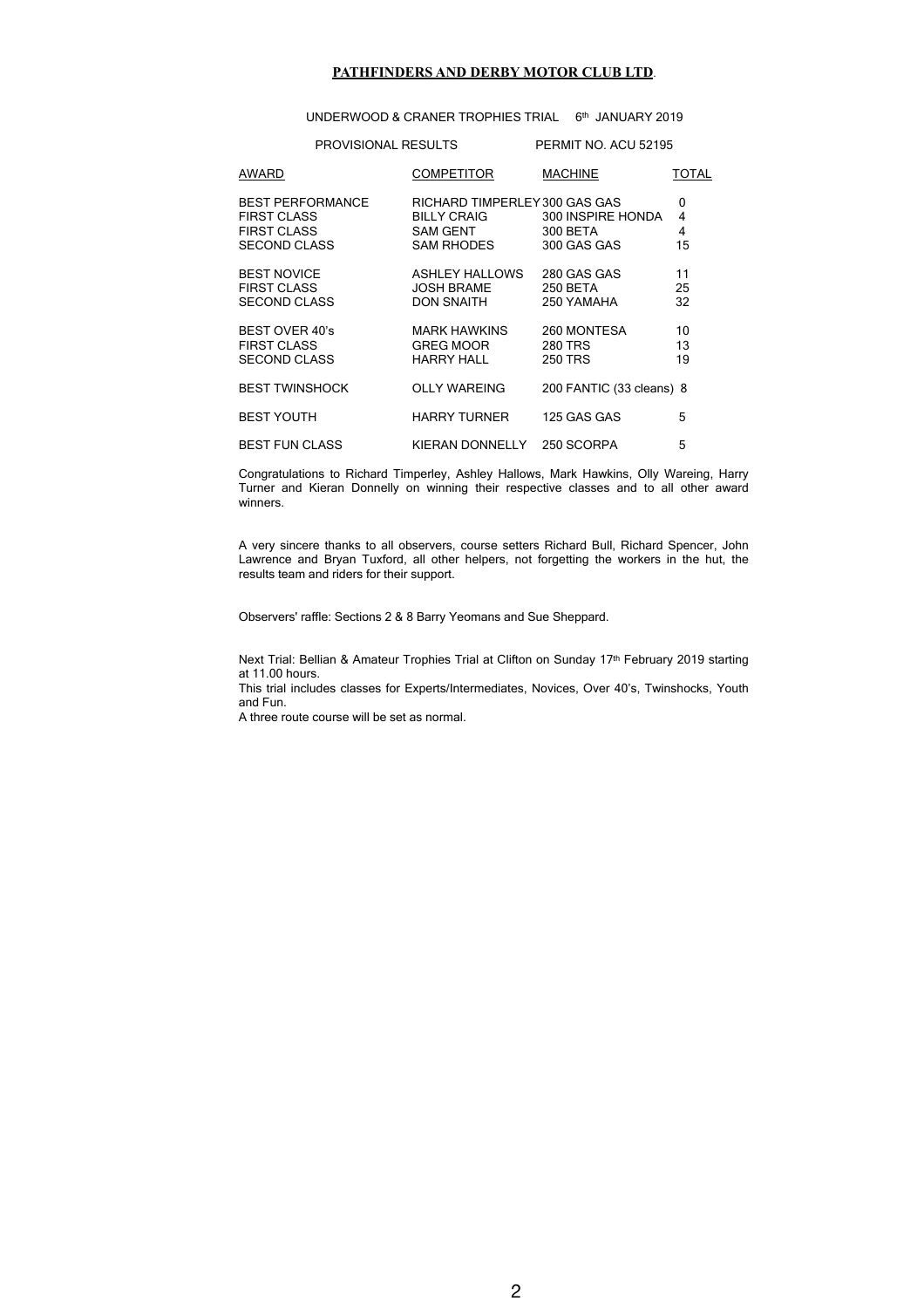**PATHFINDERS AND DERBY MOTOR CLUB LTD**.

UNDERWOOD & CRANER TROPHIES TRIAL 6th JANUARY 2019

PROVISIONAL RESULTS PERMIT NO. ACU 52195

| AWARD | COMPETITOR | MACHINE | TOTAL |
|---|---|---|---|
| BEST PERFORMANCE | RICHARD TIMPERLEY | 300 GAS GAS | 0 |
| FIRST CLASS | BILLY CRAIG | 300 INSPIRE HONDA | 4 |
| FIRST CLASS | SAM GENT | 300 BETA | 4 |
| SECOND CLASS | SAM RHODES | 300 GAS GAS | 15 |
| BEST NOVICE | ASHLEY HALLOWS | 280 GAS GAS | 11 |
| FIRST CLASS | JOSH BRAME | 250 BETA | 25 |
| SECOND CLASS | DON SNAITH | 250 YAMAHA | 32 |
| BEST OVER 40's | MARK HAWKINS | 260 MONTESA | 10 |
| FIRST CLASS | GREG MOOR | 280 TRS | 13 |
| SECOND CLASS | HARRY HALL | 250 TRS | 19 |
| BEST TWINSHOCK | OLLY WAREING | 200 FANTIC (33 cleans) | 8 |
| BEST YOUTH | HARRY TURNER | 125 GAS GAS | 5 |
| BEST FUN CLASS | KIERAN DONNELLY | 250 SCORPA | 5 |

Congratulations to Richard Timperley, Ashley Hallows, Mark Hawkins, Olly Wareing, Harry Turner and Kieran Donnelly on winning their respective classes and to all other award winners.

A very sincere thanks to all observers, course setters Richard Bull, Richard Spencer, John Lawrence and Bryan Tuxford, all other helpers, not forgetting the workers in the hut, the results team and riders for their support.

Observers' raffle: Sections 2 & 8 Barry Yeomans and Sue Sheppard.

Next Trial: Bellian & Amateur Trophies Trial at Clifton on Sunday 17th February 2019 starting at 11.00 hours.
This trial includes classes for Experts/Intermediates, Novices, Over 40's, Twinshocks, Youth and Fun.
A three route course will be set as normal.